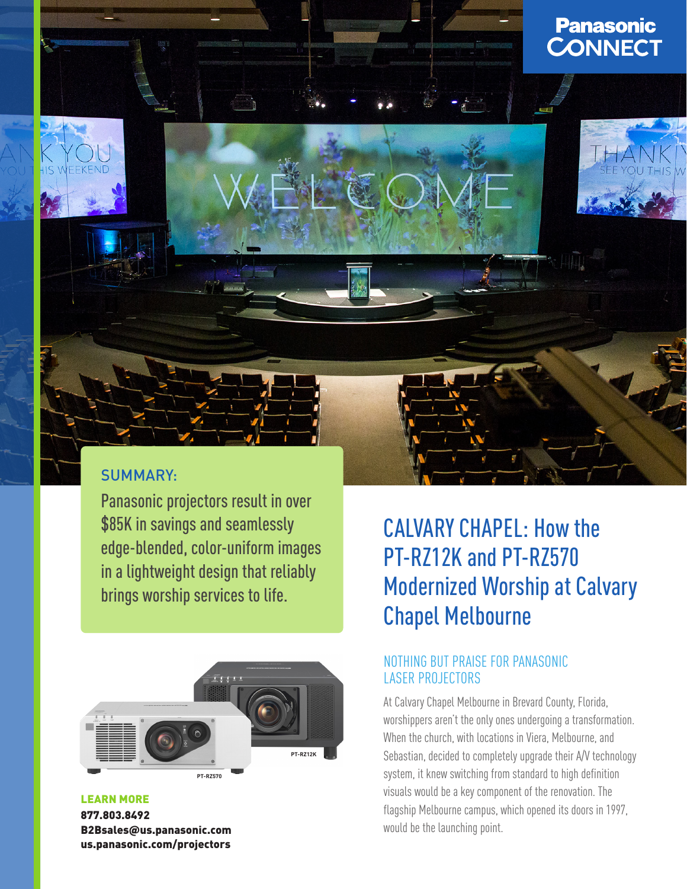Panasonic CONNECT

## SUMMARY:

Panasonic projectors result in over $85K in savings and seamlessly edge-blended, color-uniform images in a lightweight design that reliably brings worship services to life.

# CALVARY CHAPEL: How the PT-RZ12K and PT-RZ570 Modernized Worship at Calvary Chapel Melbourne

## NOTHING BUT PRAISE FOR PANASONIC LASER PROJECTORS

At Calvary Chapel Melbourne in Brevard County, Florida, worshippers aren't the only ones undergoing a transformation. When the church, with locations in Viera, Melbourne, and Sebastian, decided to completely upgrade their A/V technology system, it knew switching from standard to high definition visuals would be a key component of the renovation. The flagship Melbourne campus, which opened its doors in 1997, would be the launching point.

PT-RZ12K

PT-RZ570

**LEARN MORE**
**877.803.8492**
**B2Bsales@us.panasonic.com**
**us.panasonic.com/projectors**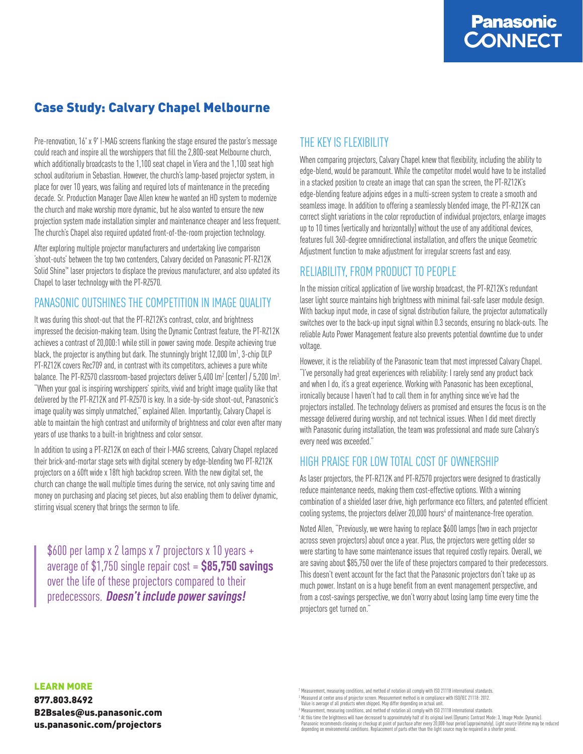# Case Study: Calvary Chapel Melbourne

Pre-renovation, 16' x 9' I-MAG screens flanking the stage ensured the pastor's message could reach and inspire all the worshippers that fill the 2,800-seat Melbourne church, which additionally broadcasts to the 1,100 seat chapel in Viera and the 1,100 seat high school auditorium in Sebastian. However, the church's lamp-based projector system, in place for over 10 years, was failing and required lots of maintenance in the preceding decade. Sr. Production Manager Dave Allen knew he wanted an HD system to modernize the church and make worship more dynamic, but he also wanted to ensure the new projection system made installation simpler and maintenance cheaper and less frequent. The church's Chapel also required updated front-of-the-room projection technology.

After exploring multiple projector manufacturers and undertaking live comparison 'shoot-outs' between the top two contenders, Calvary decided on Panasonic PT-RZ12K Solid Shine™ laser projectors to displace the previous manufacturer, and also updated its Chapel to laser technology with the PT-RZ570.

## PANASONIC OUTSHINES THE COMPETITION IN IMAGE QUALITY

It was during this shoot-out that the PT-RZ12K's contrast, color, and brightness impressed the decision-making team. Using the Dynamic Contrast feature, the PT-RZ12K achieves a contrast of 20,000:1 while still in power saving mode. Despite achieving true black, the projector is anything but dark. The stunningly bright 12,000 lm[1], 3-chip DLP PT-RZ12K covers Rec709 and, in contrast with its competitors, achieves a pure white balance. The PT-RZ570 classroom-based projectors deliver 5,400 lm[2] (center) / 5,200 lm[3]. "When your goal is inspiring worshippers' spirits, vivid and bright image quality like that delivered by the PT-RZ12K and PT-RZ570 is key. In a side-by-side shoot-out, Panasonic's image quality was simply unmatched," explained Allen. Importantly, Calvary Chapel is able to maintain the high contrast and uniformity of brightness and color even after many years of use thanks to a built-in brightness and color sensor.

In addition to using a PT-RZ12K on each of their I-MAG screens, Calvary Chapel replaced their brick-and-mortar stage sets with digital scenery by edge-blending two PT-RZ12K projectors on a 60ft wide x 18ft high backdrop screen. With the new digital set, the church can change the wall multiple times during the service, not only saving time and money on purchasing and placing set pieces, but also enabling them to deliver dynamic, stirring visual scenery that brings the sermon to life.

> $600 per lamp x 2 lamps x 7 projectors x 10 years + average of $1,750 single repair cost = **$85,750 savings** over the life of these projectors compared to their predecessors. ***Doesn't include power savings!***

## THE KEY IS FLEXIBILITY

When comparing projectors, Calvary Chapel knew that flexibility, including the ability to edge-blend, would be paramount. While the competitor model would have to be installed in a stacked position to create an image that can span the screen, the PT-RZ12K's edge-blending feature adjoins edges in a multi-screen system to create a smooth and seamless image. In addition to offering a seamlessly blended image, the PT-RZ12K can correct slight variations in the color reproduction of individual projectors, enlarge images up to 10 times (vertically and horizontally) without the use of any additional devices, features full 360-degree omnidirectional installation, and offers the unique Geometric Adjustment function to make adjustment for irregular screens fast and easy.

## RELIABILITY, FROM PRODUCT TO PEOPLE

In the mission critical application of live worship broadcast, the PT-RZ12K's redundant laser light source maintains high brightness with minimal fail-safe laser module design. With backup input mode, in case of signal distribution failure, the projector automatically switches over to the back-up input signal within 0.3 seconds, ensuring no black-outs. The reliable Auto Power Management feature also prevents potential downtime due to under voltage.

However, it is the reliability of the Panasonic team that most impressed Calvary Chapel. "I've personally had great experiences with reliability: I rarely send any product back and when I do, it's a great experience. Working with Panasonic has been exceptional, ironically because I haven't had to call them in for anything since we've had the projectors installed. The technology delivers as promised and ensures the focus is on the message delivered during worship, and not technical issues. When I did meet directly with Panasonic during installation, the team was professional and made sure Calvary's every need was exceeded."

## HIGH PRAISE FOR LOW TOTAL COST OF OWNERSHIP

As laser projectors, the PT-RZ12K and PT-RZ570 projectors were designed to drastically reduce maintenance needs, making them cost-effective options. With a winning combination of a shielded laser drive, high performance eco filters, and patented efficient cooling systems, the projectors deliver 20,000 hours[4] of maintenance-free operation.

Noted Allen, "Previously, we were having to replace $600 lamps (two in each projector across seven projectors) about once a year. Plus, the projectors were getting older so were starting to have some maintenance issues that required costly repairs. Overall, we are saving about $85,750 over the life of these projectors compared to their predecessors. This doesn't event account for the fact that the Panasonic projectors don't take up as much power. Instant on is a huge benefit from an event management perspective, and from a cost-savings perspective, we don't worry about losing lamp time every time the projectors get turned on."

**LEARN MORE**

**877.803.8492**

**B2Bsales@us.panasonic.com**

**us.panasonic.com/projectors**

[1] Measurement, measuring conditions, and method of notation all comply with ISO 21118 international standards.

[2] Measured at center area of projector screen. Measurement method is in compliance with ISO/IEC 21118: 2012. Value is average of all products when shipped. May differ depending on actual unit.

[3] Measurement, measuring conditions, and method of notation all comply with ISO 21118 international standards.

[4] At this time the brightness will have decreased to approximately half of its original level (Dynamic Contrast Mode: 3, Image Mode: Dynamic). Panasonic recommends cleaning or checkup at point of purchase after every 20,000-hour period (approximately). Light source lifetime may be reduced depending on environmental conditions. Replacement of parts other than the light source may be required in a shorter period.